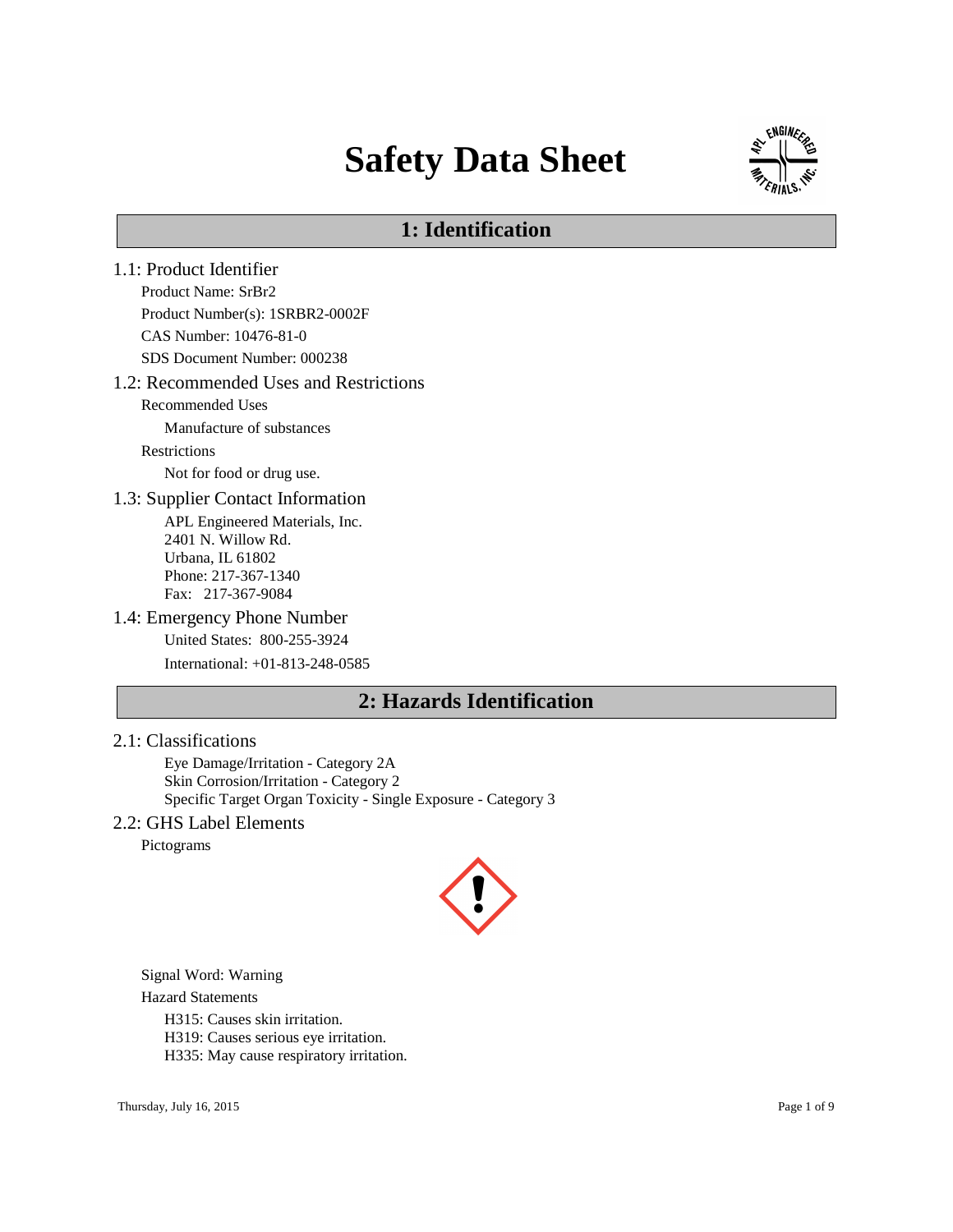# Safety Data Sheet

## 1: Identification

### 1.1: Product Identifier

Product Name: $SrBr_2$

Product Number(s): 1SRBR2-0002F

CAS Number: 10476-81-0

SDS Document Number: 000238

### 1.2: Recommended Uses and Restrictions

Recommended Uses

Manufacture of substances

Restrictions

Not for food or drug use.

### 1.3: Supplier Contact Information

APL Engineered Materials, Inc.
2401 N. Willow Rd.
Urbana, IL 61802
Phone: 217-367-1340
Fax: 217-367-9084

### 1.4: Emergency Phone Number

United States: 800-255-3924

International: +01-813-248-0585

## 2: Hazards Identification

### 2.1: Classifications

Eye Damage/Irritation - Category 2A
Skin Corrosion/Irritation - Category 2
Specific Target Organ Toxicity - Single Exposure - Category 3

### 2.2: GHS Label Elements

Pictograms

Signal Word: Warning

Hazard Statements

H315: Causes skin irritation.
H319: Causes serious eye irritation.
H335: May cause respiratory irritation.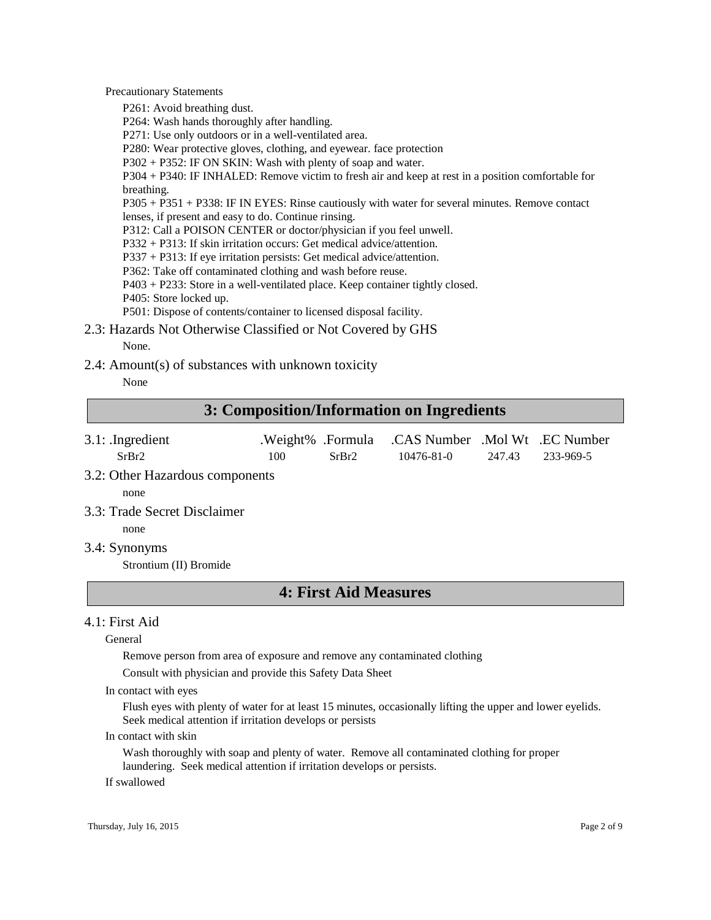Precautionary Statements

P261: Avoid breathing dust.
P264: Wash hands thoroughly after handling.
P271: Use only outdoors or in a well-ventilated area.
P280: Wear protective gloves, clothing, and eyewear. face protection
P302 + P352: IF ON SKIN: Wash with plenty of soap and water.
P304 + P340: IF INHALED: Remove victim to fresh air and keep at rest in a position comfortable for breathing.
P305 + P351 + P338: IF IN EYES: Rinse cautiously with water for several minutes. Remove contact lenses, if present and easy to do. Continue rinsing.
P312: Call a POISON CENTER or doctor/physician if you feel unwell.
P332 + P313: If skin irritation occurs: Get medical advice/attention.
P337 + P313: If eye irritation persists: Get medical advice/attention.
P362: Take off contaminated clothing and wash before reuse.
P403 + P233: Store in a well-ventilated place. Keep container tightly closed.
P405: Store locked up.
P501: Dispose of contents/container to licensed disposal facility.

### 2.3: Hazards Not Otherwise Classified or Not Covered by GHS

None.

### 2.4: Amount(s) of substances with unknown toxicity

None

## 3: Composition/Information on Ingredients

| 3.1: .Ingredient | .Weight% | .Formula | .CAS Number | .Mol Wt | .EC Number |
|---|---|---|---|---|---|
| $SrBr_2$ | 100 | $SrBr_2$ | 10476-81-0 | 247.43 | 233-969-5 |

### 3.2: Other Hazardous components

none

### 3.3: Trade Secret Disclaimer

none

### 3.4: Synonyms

Strontium (II) Bromide

## 4: First Aid Measures

### 4.1: First Aid

General

Remove person from area of exposure and remove any contaminated clothing

Consult with physician and provide this Safety Data Sheet

In contact with eyes

Flush eyes with plenty of water for at least 15 minutes, occasionally lifting the upper and lower eyelids. Seek medical attention if irritation develops or persists

In contact with skin

Wash thoroughly with soap and plenty of water. Remove all contaminated clothing for proper laundering. Seek medical attention if irritation develops or persists.

If swallowed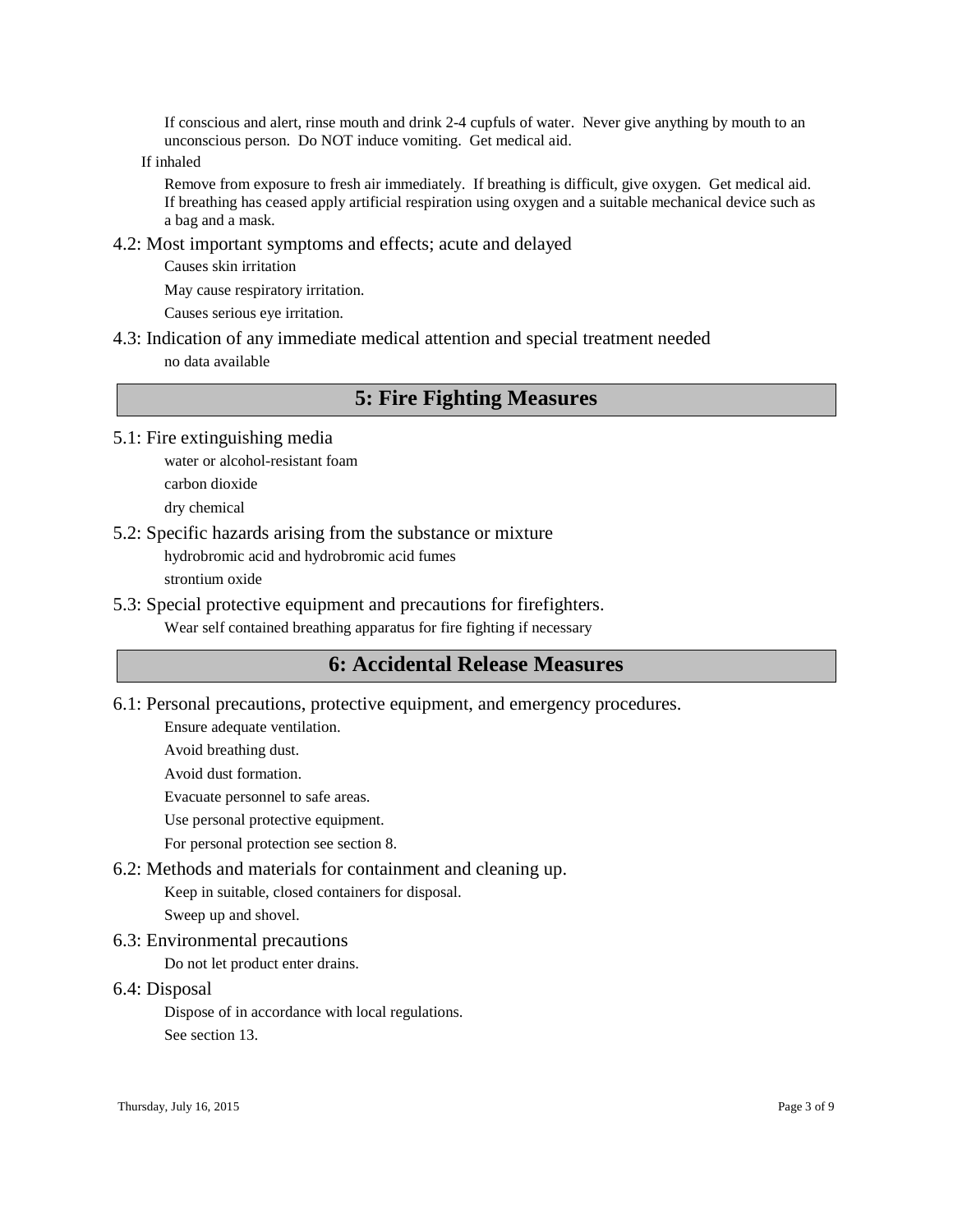If conscious and alert, rinse mouth and drink 2-4 cupfuls of water. Never give anything by mouth to an unconscious person. Do NOT induce vomiting. Get medical aid.

If inhaled

Remove from exposure to fresh air immediately. If breathing is difficult, give oxygen. Get medical aid. If breathing has ceased apply artificial respiration using oxygen and a suitable mechanical device such as a bag and a mask.

### 4.2: Most important symptoms and effects; acute and delayed

Causes skin irritation

May cause respiratory irritation.

Causes serious eye irritation.

### 4.3: Indication of any immediate medical attention and special treatment needed

no data available

## 5: Fire Fighting Measures

### 5.1: Fire extinguishing media

water or alcohol-resistant foam

carbon dioxide

dry chemical

### 5.2: Specific hazards arising from the substance or mixture

hydrobromic acid and hydrobromic acid fumes

strontium oxide

### 5.3: Special protective equipment and precautions for firefighters.

Wear self contained breathing apparatus for fire fighting if necessary

## 6: Accidental Release Measures

### 6.1: Personal precautions, protective equipment, and emergency procedures.

Ensure adequate ventilation.

Avoid breathing dust.

Avoid dust formation.

Evacuate personnel to safe areas.

Use personal protective equipment.

For personal protection see section 8.

### 6.2: Methods and materials for containment and cleaning up.

Keep in suitable, closed containers for disposal.

Sweep up and shovel.

### 6.3: Environmental precautions

Do not let product enter drains.

### 6.4: Disposal

Dispose of in accordance with local regulations.

See section 13.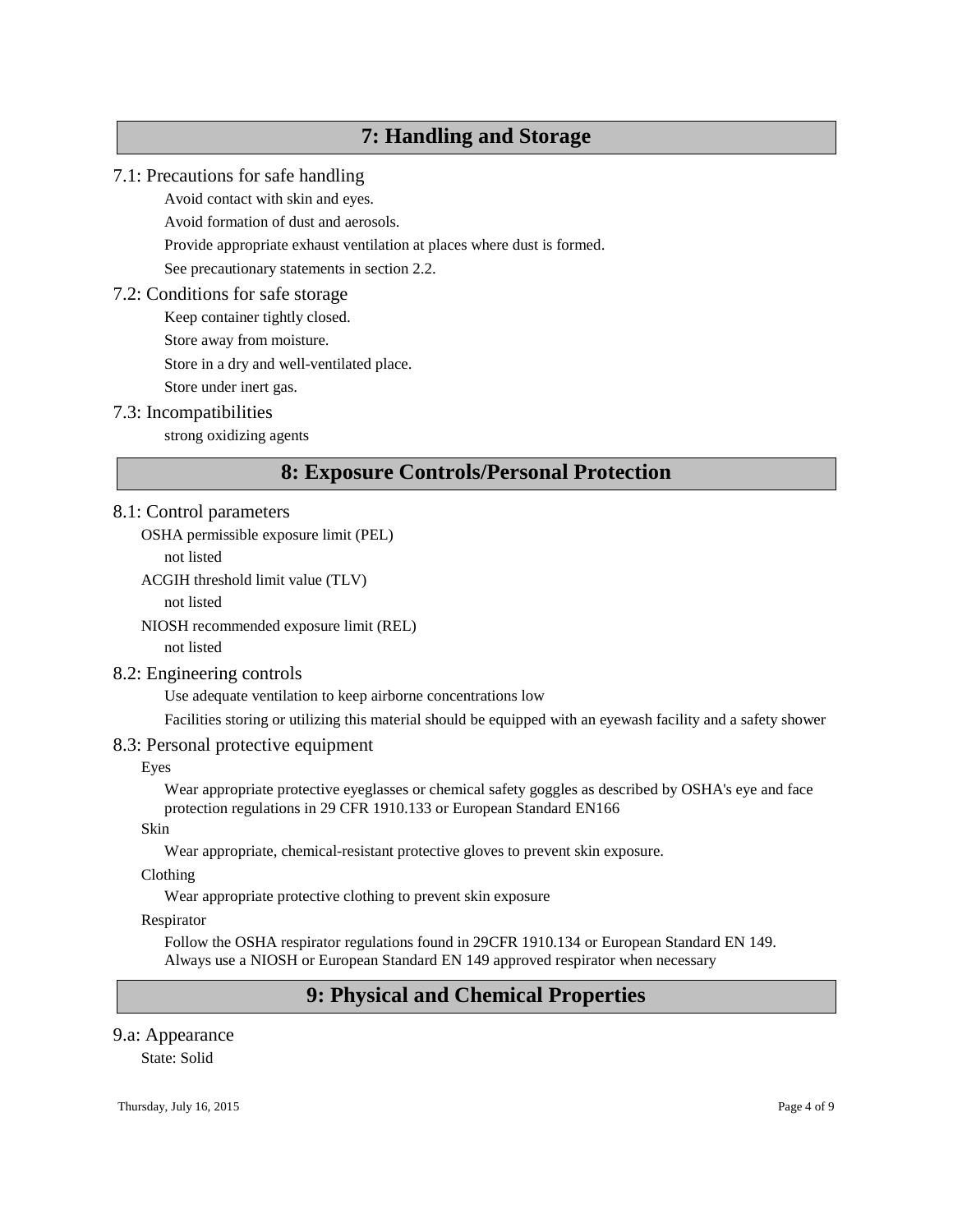## 7: Handling and Storage

### 7.1: Precautions for safe handling

Avoid contact with skin and eyes.

Avoid formation of dust and aerosols.

Provide appropriate exhaust ventilation at places where dust is formed.

See precautionary statements in section 2.2.

### 7.2: Conditions for safe storage

Keep container tightly closed.

Store away from moisture.

Store in a dry and well-ventilated place.

Store under inert gas.

### 7.3: Incompatibilities

strong oxidizing agents

## 8: Exposure Controls/Personal Protection

### 8.1: Control parameters

OSHA permissible exposure limit (PEL)

not listed

ACGIH threshold limit value (TLV)

not listed

NIOSH recommended exposure limit (REL)

not listed

### 8.2: Engineering controls

Use adequate ventilation to keep airborne concentrations low

Facilities storing or utilizing this material should be equipped with an eyewash facility and a safety shower

### 8.3: Personal protective equipment

Eyes

Wear appropriate protective eyeglasses or chemical safety goggles as described by OSHA's eye and face protection regulations in 29 CFR 1910.133 or European Standard EN166

Skin

Wear appropriate, chemical-resistant protective gloves to prevent skin exposure.

Clothing

Wear appropriate protective clothing to prevent skin exposure

Respirator

Follow the OSHA respirator regulations found in 29CFR 1910.134 or European Standard EN 149. Always use a NIOSH or European Standard EN 149 approved respirator when necessary

## 9: Physical and Chemical Properties

### 9.a: Appearance

State: Solid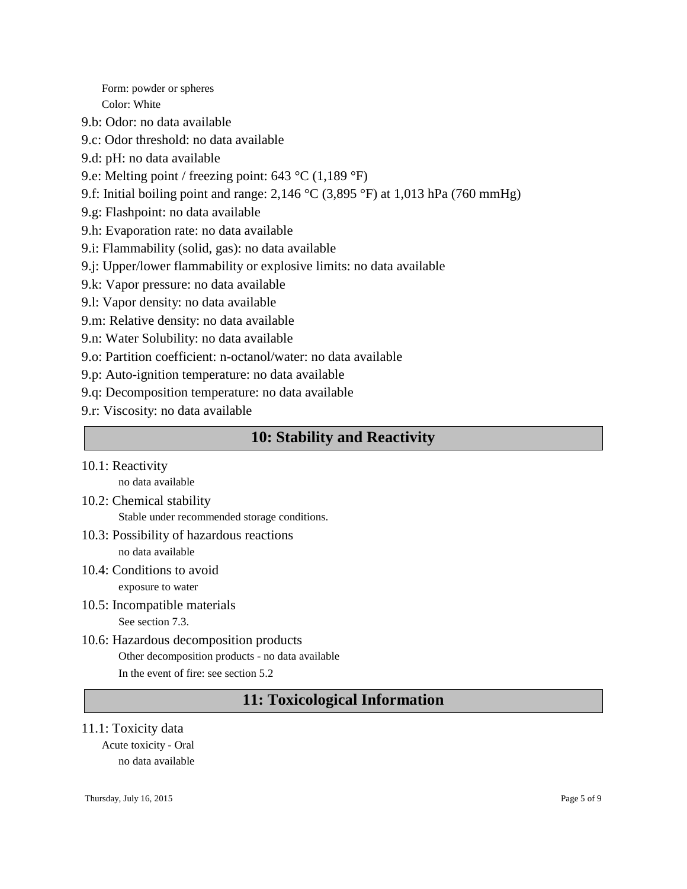Form: powder or spheres

Color: White

9.b: Odor: no data available

9.c: Odor threshold: no data available

9.d: pH: no data available

9.e: Melting point / freezing point: 643 °C (1,189 °F)

9.f: Initial boiling point and range: 2,146 °C (3,895 °F) at 1,013 hPa (760 mmHg)

9.g: Flashpoint: no data available

9.h: Evaporation rate: no data available

9.i: Flammability (solid, gas): no data available

9.j: Upper/lower flammability or explosive limits: no data available

9.k: Vapor pressure: no data available

9.l: Vapor density: no data available

9.m: Relative density: no data available

9.n: Water Solubility: no data available

9.o: Partition coefficient: n-octanol/water: no data available

9.p: Auto-ignition temperature: no data available

9.q: Decomposition temperature: no data available

9.r: Viscosity: no data available

## 10: Stability and Reactivity

10.1: Reactivity

no data available

10.2: Chemical stability

Stable under recommended storage conditions.

10.3: Possibility of hazardous reactions

no data available

10.4: Conditions to avoid

exposure to water

10.5: Incompatible materials

See section 7.3.

10.6: Hazardous decomposition products

Other decomposition products - no data available

In the event of fire: see section 5.2

## 11: Toxicological Information

11.1: Toxicity data

Acute toxicity - Oral

no data available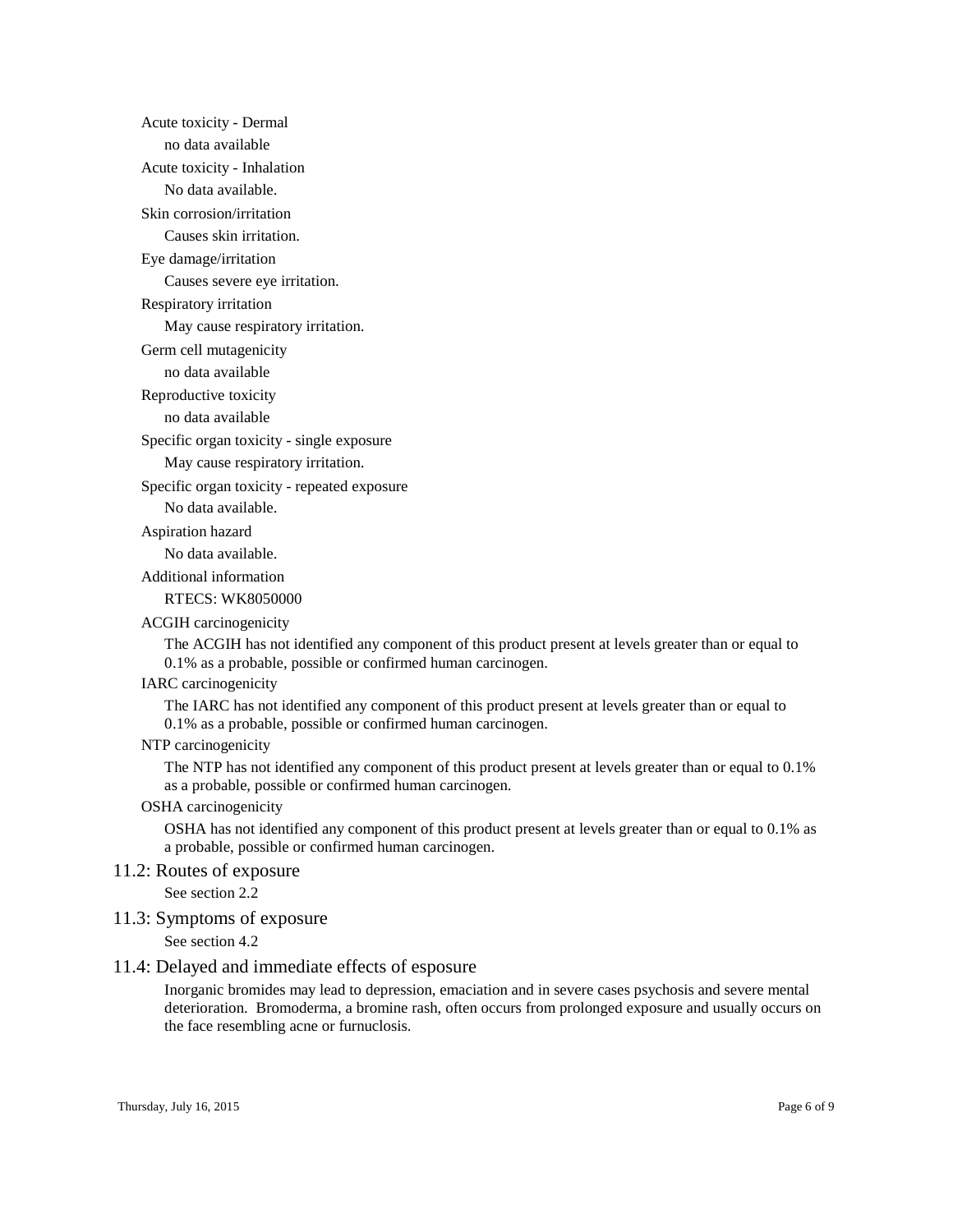Acute toxicity - Dermal

no data available

Acute toxicity - Inhalation

No data available.

Skin corrosion/irritation

Causes skin irritation.

Eye damage/irritation

Causes severe eye irritation.

Respiratory irritation

May cause respiratory irritation.

Germ cell mutagenicity

no data available

Reproductive toxicity

no data available

Specific organ toxicity - single exposure

May cause respiratory irritation.

Specific organ toxicity - repeated exposure

No data available.

Aspiration hazard

No data available.

Additional information

RTECS: WK8050000

ACGIH carcinogenicity

The ACGIH has not identified any component of this product present at levels greater than or equal to 0.1% as a probable, possible or confirmed human carcinogen.

IARC carcinogenicity

The IARC has not identified any component of this product present at levels greater than or equal to 0.1% as a probable, possible or confirmed human carcinogen.

NTP carcinogenicity

The NTP has not identified any component of this product present at levels greater than or equal to 0.1% as a probable, possible or confirmed human carcinogen.

OSHA carcinogenicity

OSHA has not identified any component of this product present at levels greater than or equal to 0.1% as a probable, possible or confirmed human carcinogen.

## 11.2: Routes of exposure

See section 2.2

## 11.3: Symptoms of exposure

See section 4.2

## 11.4: Delayed and immediate effects of esposure

Inorganic bromides may lead to depression, emaciation and in severe cases psychosis and severe mental deterioration. Bromoderma, a bromine rash, often occurs from prolonged exposure and usually occurs on the face resembling acne or furnuclosis.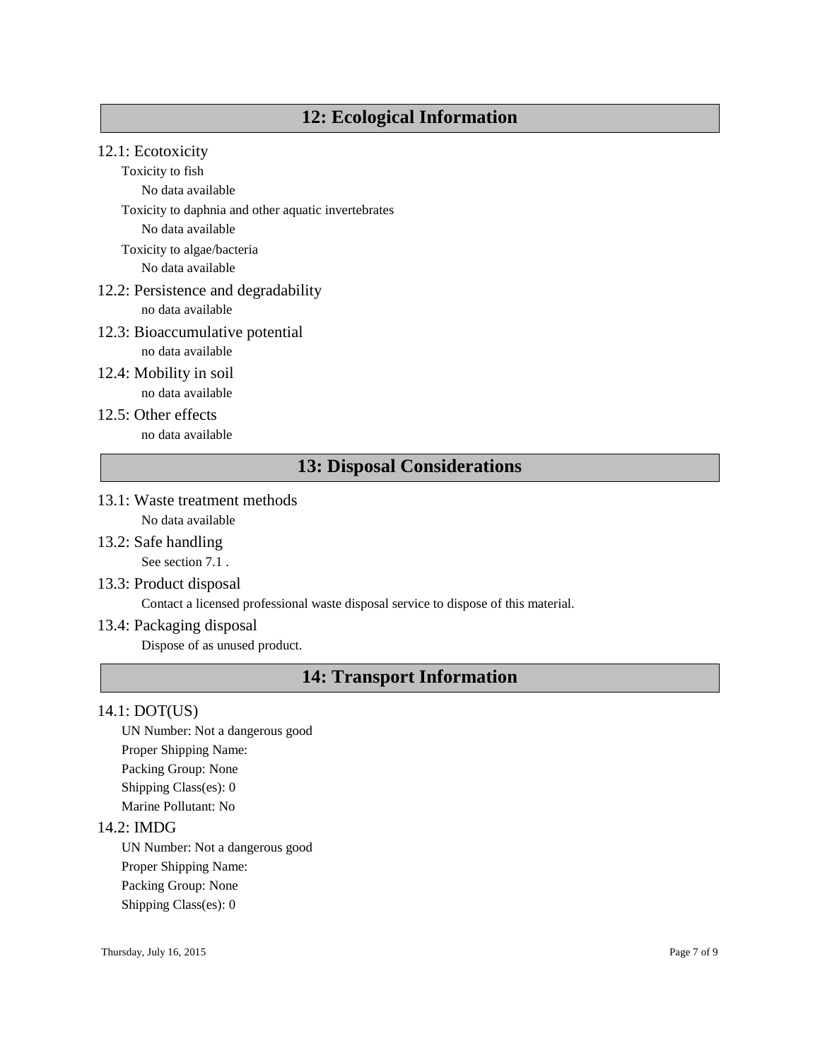## 12: Ecological Information

### 12.1: Ecotoxicity

Toxicity to fish

No data available

Toxicity to daphnia and other aquatic invertebrates

No data available

Toxicity to algae/bacteria

No data available

### 12.2: Persistence and degradability

no data available

### 12.3: Bioaccumulative potential

no data available

### 12.4: Mobility in soil

no data available

### 12.5: Other effects

no data available

## 13: Disposal Considerations

### 13.1: Waste treatment methods

No data available

### 13.2: Safe handling

See section 7.1 .

### 13.3: Product disposal

Contact a licensed professional waste disposal service to dispose of this material.

### 13.4: Packaging disposal

Dispose of as unused product.

## 14: Transport Information

### 14.1: DOT(US)

UN Number: Not a dangerous good

Proper Shipping Name:

Packing Group: None

Shipping Class(es): 0

Marine Pollutant: No

### 14.2: IMDG

UN Number: Not a dangerous good

Proper Shipping Name:

Packing Group: None

Shipping Class(es): 0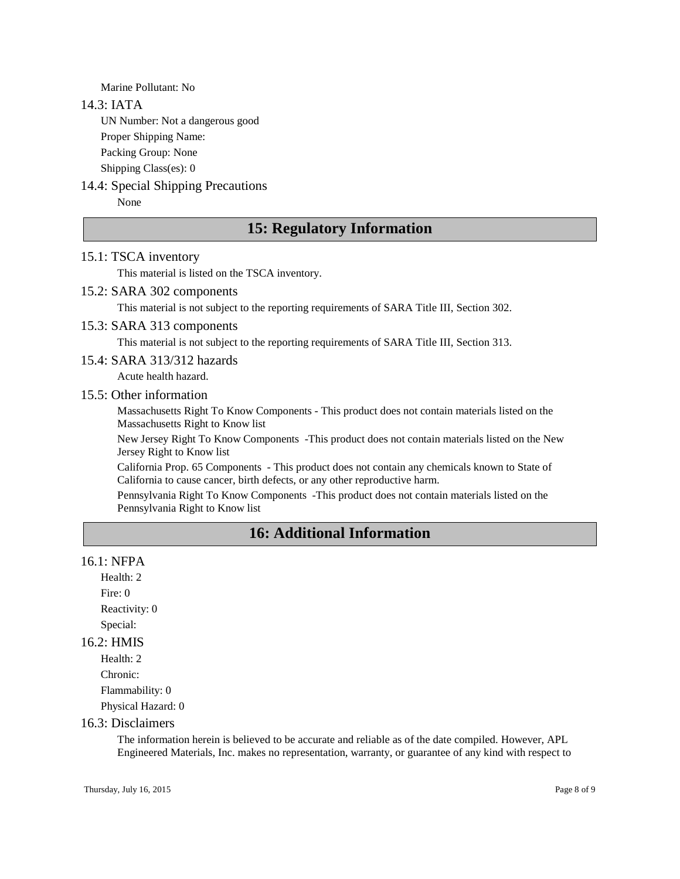Marine Pollutant: No

### 14.3: IATA

UN Number: Not a dangerous good

Proper Shipping Name:

Packing Group: None

Shipping Class(es): 0

### 14.4: Special Shipping Precautions

None

## 15: Regulatory Information

### 15.1: TSCA inventory

This material is listed on the TSCA inventory.

### 15.2: SARA 302 components

This material is not subject to the reporting requirements of SARA Title III, Section 302.

### 15.3: SARA 313 components

This material is not subject to the reporting requirements of SARA Title III, Section 313.

### 15.4: SARA 313/312 hazards

Acute health hazard.

### 15.5: Other information

Massachusetts Right To Know Components - This product does not contain materials listed on the Massachusetts Right to Know list

New Jersey Right To Know Components -This product does not contain materials listed on the New Jersey Right to Know list

California Prop. 65 Components - This product does not contain any chemicals known to State of California to cause cancer, birth defects, or any other reproductive harm.

Pennsylvania Right To Know Components -This product does not contain materials listed on the Pennsylvania Right to Know list

## 16: Additional Information

### 16.1: NFPA

Health: 2

Fire: 0

Reactivity: 0

Special:

### 16.2: HMIS

Health: 2

Chronic:

Flammability: 0

Physical Hazard: 0

### 16.3: Disclaimers

The information herein is believed to be accurate and reliable as of the date compiled. However, APL Engineered Materials, Inc. makes no representation, warranty, or guarantee of any kind with respect to

Thursday, July 16, 2015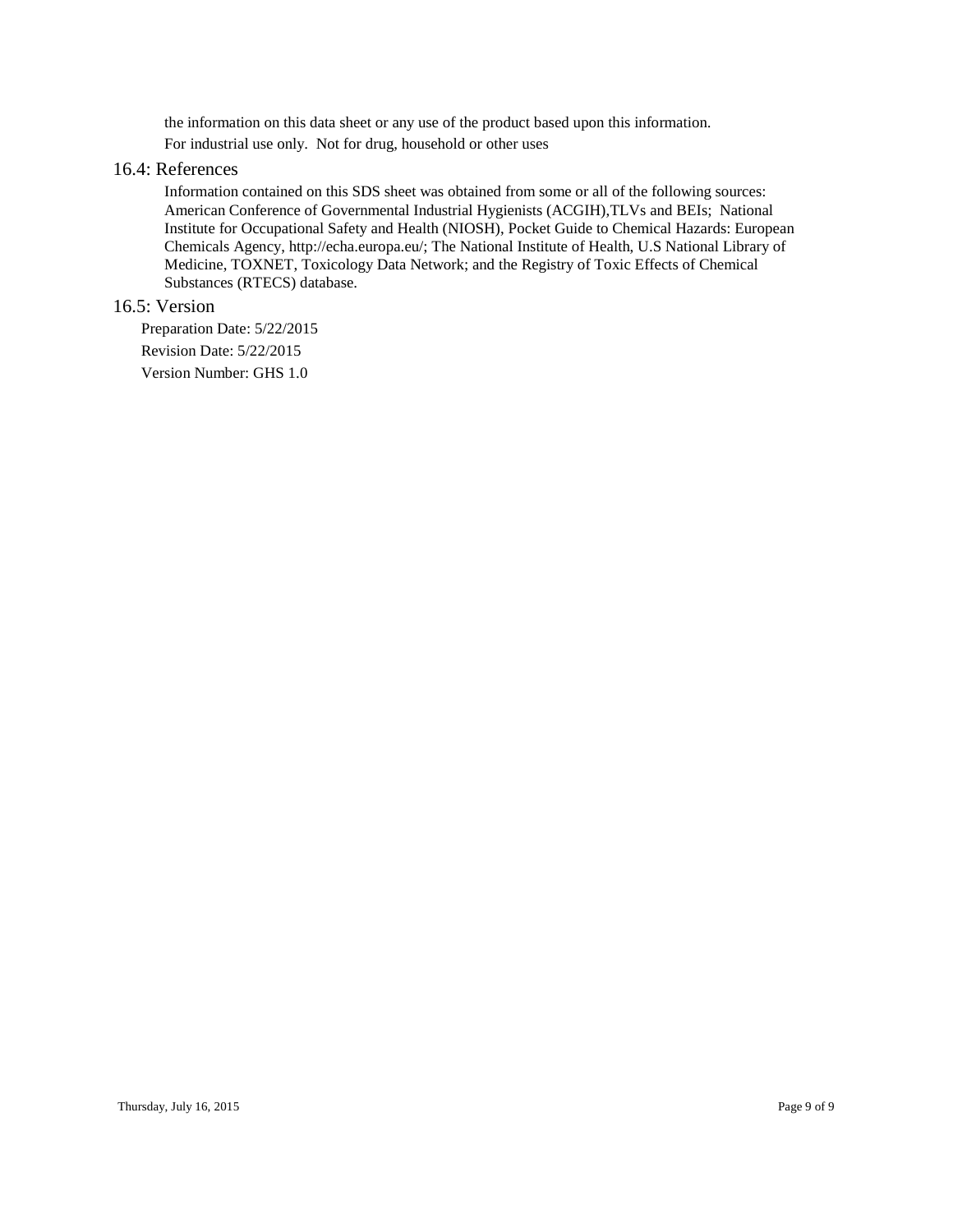the information on this data sheet or any use of the product based upon this information.

For industrial use only. Not for drug, household or other uses

## 16.4: References

Information contained on this SDS sheet was obtained from some or all of the following sources: American Conference of Governmental Industrial Hygienists (ACGIH),TLVs and BEIs; National Institute for Occupational Safety and Health (NIOSH), Pocket Guide to Chemical Hazards: European Chemicals Agency, http://echa.europa.eu/; The National Institute of Health, U.S National Library of Medicine, TOXNET, Toxicology Data Network; and the Registry of Toxic Effects of Chemical Substances (RTECS) database.

## 16.5: Version

Preparation Date: 5/22/2015

Revision Date: 5/22/2015

Version Number: GHS 1.0